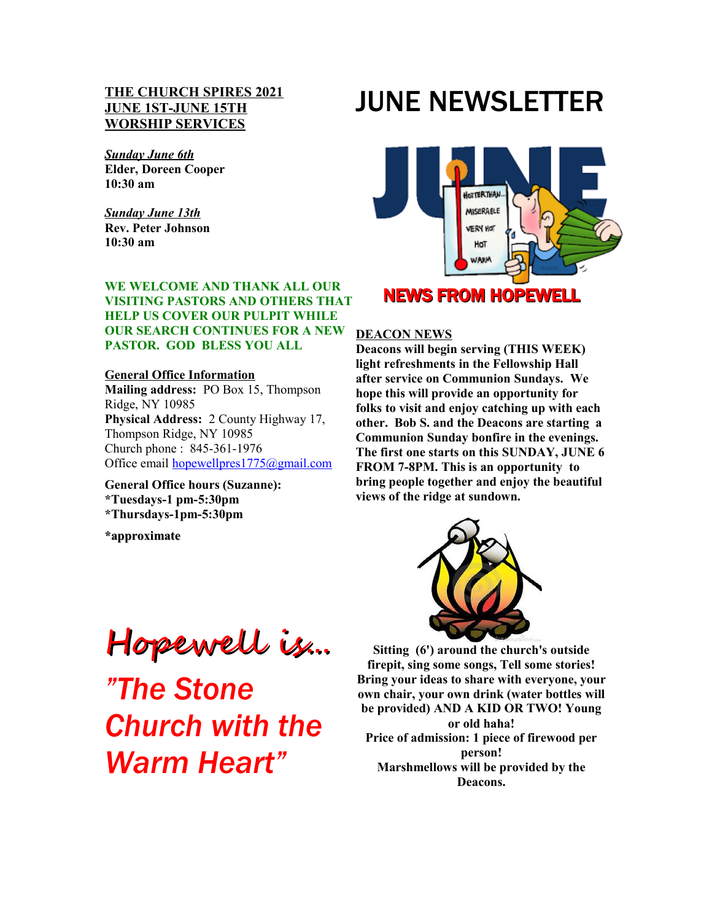# JUNE NEWSLETTER

**THE CHURCH SPIRES 2021**
**JUNE 1ST-JUNE 15TH**
**WORSHIP SERVICES**

***Sunday June 6th***
**Elder, Doreen Cooper**
**10:30 am**

***Sunday June 13th***
**Rev. Peter Johnson**
**10:30 am**

**WE WELCOME AND THANK ALL OUR VISITING PASTORS AND OTHERS THAT HELP US COVER OUR PULPIT WHILE OUR SEARCH CONTINUES FOR A NEW PASTOR. GOD BLESS YOU ALL**

**General Office Information**
**Mailing address:** PO Box 15, Thompson Ridge, NY 10985
**Physical Address:** 2 County Highway 17, Thompson Ridge, NY 10985
Church phone : 845-361-1976
Office email hopewellpres1775@gmail.com

**General Office hours (Suzanne):**
**\*Tuesdays-1 pm-5:30pm**
**\*Thursdays-1pm-5:30pm**

**\*approximate**

*Hopewell is...*

*"The Stone Church with the Warm Heart"*

## NEWS FROM HOPEWELL

**DEACON NEWS**
**Deacons will begin serving (THIS WEEK) light refreshments in the Fellowship Hall after service on Communion Sundays. We hope this will provide an opportunity for folks to visit and enjoy catching up with each other. Bob S. and the Deacons are starting a Communion Sunday bonfire in the evenings. The first one starts on this SUNDAY, JUNE 6 FROM 7-8PM. This is an opportunity to bring people together and enjoy the beautiful views of the ridge at sundown.**

**Sitting (6') around the church's outside firepit, sing some songs, Tell some stories! Bring your ideas to share with everyone, your own chair, your own drink (water bottles will be provided) AND A KID OR TWO! Young or old haha!**
**Price of admission: 1 piece of firewood per person!**
**Marshmellows will be provided by the Deacons.**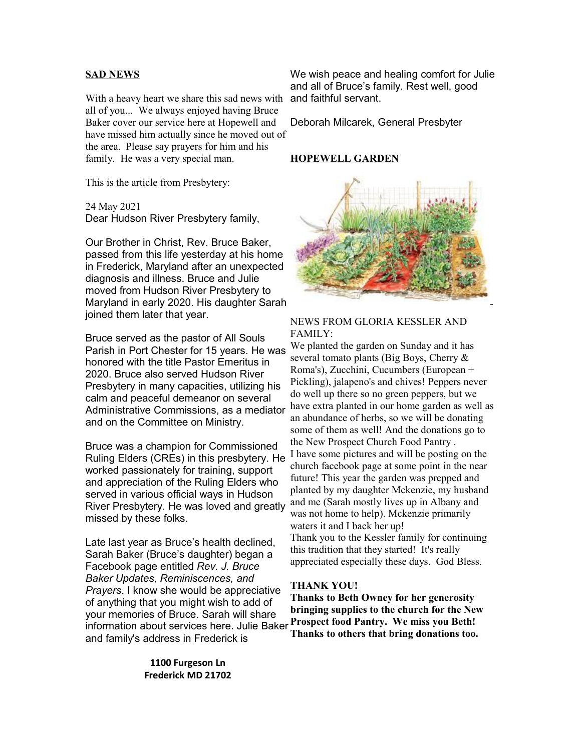## SAD NEWS

With a heavy heart we share this sad news with all of you... We always enjoyed having Bruce Baker cover our service here at Hopewell and have missed him actually since he moved out of the area. Please say prayers for him and his family. He was a very special man.

This is the article from Presbytery:

24 May 2021
Dear Hudson River Presbytery family,

Our Brother in Christ, Rev. Bruce Baker, passed from this life yesterday at his home in Frederick, Maryland after an unexpected diagnosis and illness. Bruce and Julie moved from Hudson River Presbytery to Maryland in early 2020. His daughter Sarah joined them later that year.

Bruce served as the pastor of All Souls Parish in Port Chester for 15 years. He was honored with the title Pastor Emeritus in 2020. Bruce also served Hudson River Presbytery in many capacities, utilizing his calm and peaceful demeanor on several Administrative Commissions, as a mediator and on the Committee on Ministry.

Bruce was a champion for Commissioned Ruling Elders (CREs) in this presbytery. He worked passionately for training, support and appreciation of the Ruling Elders who served in various official ways in Hudson River Presbytery. He was loved and greatly missed by these folks.

Late last year as Bruce's health declined, Sarah Baker (Bruce's daughter) began a Facebook page entitled *Rev. J. Bruce Baker Updates, Reminiscences, and Prayers*. I know she would be appreciative of anything that you might wish to add of your memories of Bruce. Sarah will share information about services here. Julie Baker and family's address in Frederick is

**1100 Furgeson Ln**
**Frederick MD 21702**

We wish peace and healing comfort for Julie and all of Bruce's family. Rest well, good and faithful servant.

Deborah Milcarek, General Presbyter

## HOPEWELL GARDEN

NEWS FROM GLORIA KESSLER AND FAMILY:

We planted the garden on Sunday and it has several tomato plants (Big Boys, Cherry & Roma's), Zucchini, Cucumbers (European + Pickling), jalapeno's and chives! Peppers never do well up there so no green peppers, but we have extra planted in our home garden as well as an abundance of herbs, so we will be donating some of them as well! And the donations go to the New Prospect Church Food Pantry .
I have some pictures and will be posting on the church facebook page at some point in the near future! This year the garden was prepped and planted by my daughter Mckenzie, my husband and me (Sarah mostly lives up in Albany and was not home to help). Mckenzie primarily waters it and I back her up!
Thank you to the Kessler family for continuing this tradition that they started! It's really appreciated especially these days. God Bless.

## THANK YOU!

**Thanks to Beth Owney for her generosity bringing supplies to the church for the New Prospect food Pantry. We miss you Beth! Thanks to others that bring donations too.**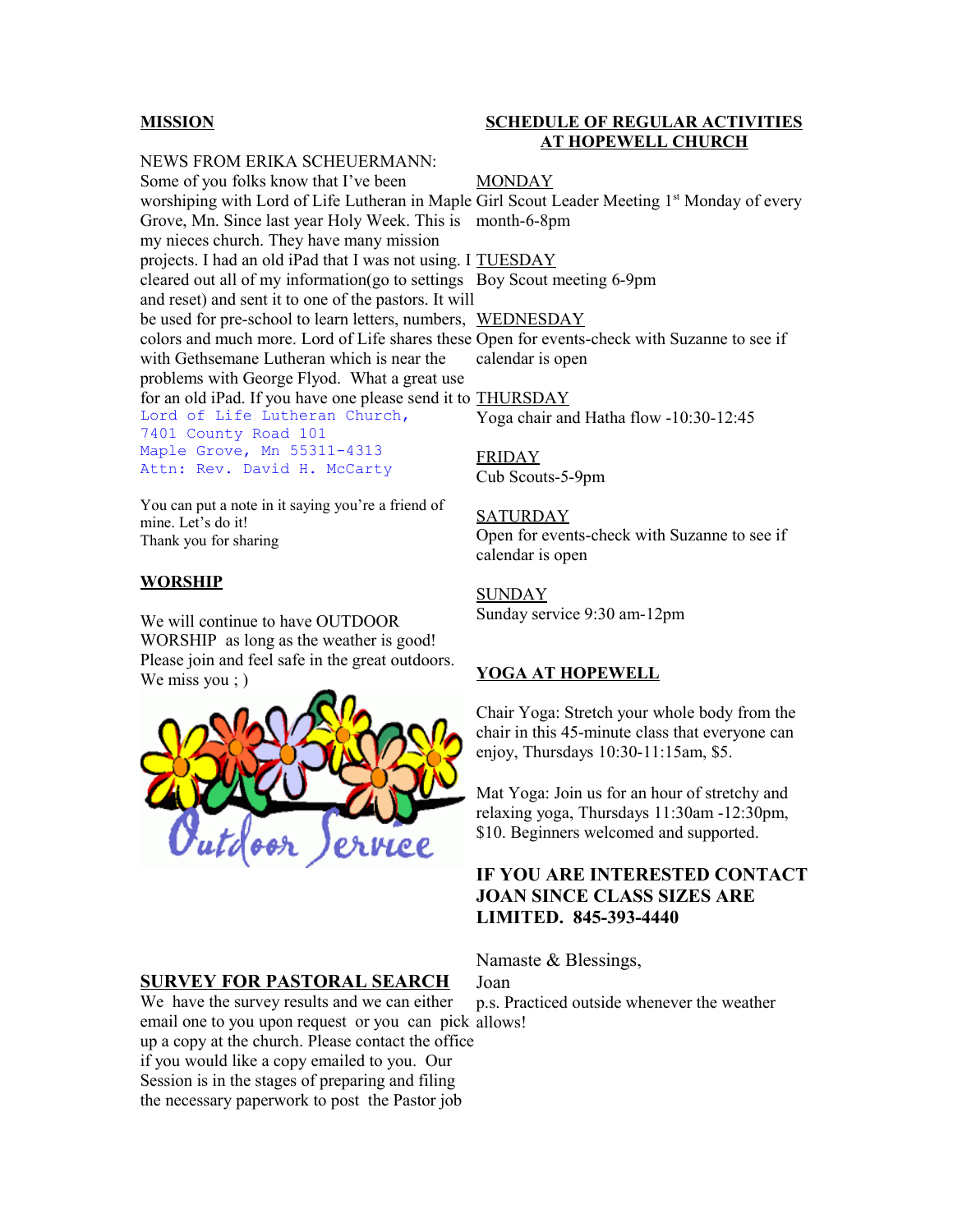## MISSION

NEWS FROM ERIKA SCHEUERMANN:
Some of you folks know that I've been worshiping with Lord of Life Lutheran in Maple Grove, Mn. Since last year Holy Week. This is my nieces church. They have many mission projects. I had an old iPad that I was not using. I cleared out all of my information(go to settings and reset) and sent it to one of the pastors. It will be used for pre-school to learn letters, numbers, colors and much more. Lord of Life shares these with Gethsemane Lutheran which is near the problems with George Flyod. What a great use for an old iPad. If you have one please send it to

```
Lord of Life Lutheran Church,
7401 County Road 101
Maple Grove, Mn 55311-4313
Attn: Rev. David H. McCarty
```

You can put a note in it saying you're a friend of mine. Let's do it!
Thank you for sharing

## WORSHIP

We will continue to have OUTDOOR WORSHIP as long as the weather is good! Please join and feel safe in the great outdoors. We miss you ; )

## SURVEY FOR PASTORAL SEARCH

We have the survey results and we can either email one to you upon request or you can pick up a copy at the church. Please contact the office if you would like a copy emailed to you. Our Session is in the stages of preparing and filing the necessary paperwork to post the Pastor job

## SCHEDULE OF REGULAR ACTIVITIES AT HOPEWELL CHURCH

MONDAY
Girl Scout Leader Meeting 1st Monday of every month-6-8pm

TUESDAY
Boy Scout meeting 6-9pm

WEDNESDAY
Open for events-check with Suzanne to see if calendar is open

THURSDAY
Yoga chair and Hatha flow -10:30-12:45

FRIDAY
Cub Scouts-5-9pm

SATURDAY
Open for events-check with Suzanne to see if calendar is open

SUNDAY
Sunday service 9:30 am-12pm

## YOGA AT HOPEWELL

Chair Yoga: Stretch your whole body from the chair in this 45-minute class that everyone can enjoy, Thursdays 10:30-11:15am, $5.

Mat Yoga: Join us for an hour of stretchy and relaxing yoga, Thursdays 11:30am -12:30pm, $10. Beginners welcomed and supported.

**IF YOU ARE INTERESTED CONTACT JOAN SINCE CLASS SIZES ARE LIMITED. 845-393-4440**

Namaste & Blessings,
Joan
p.s. Practiced outside whenever the weather allows!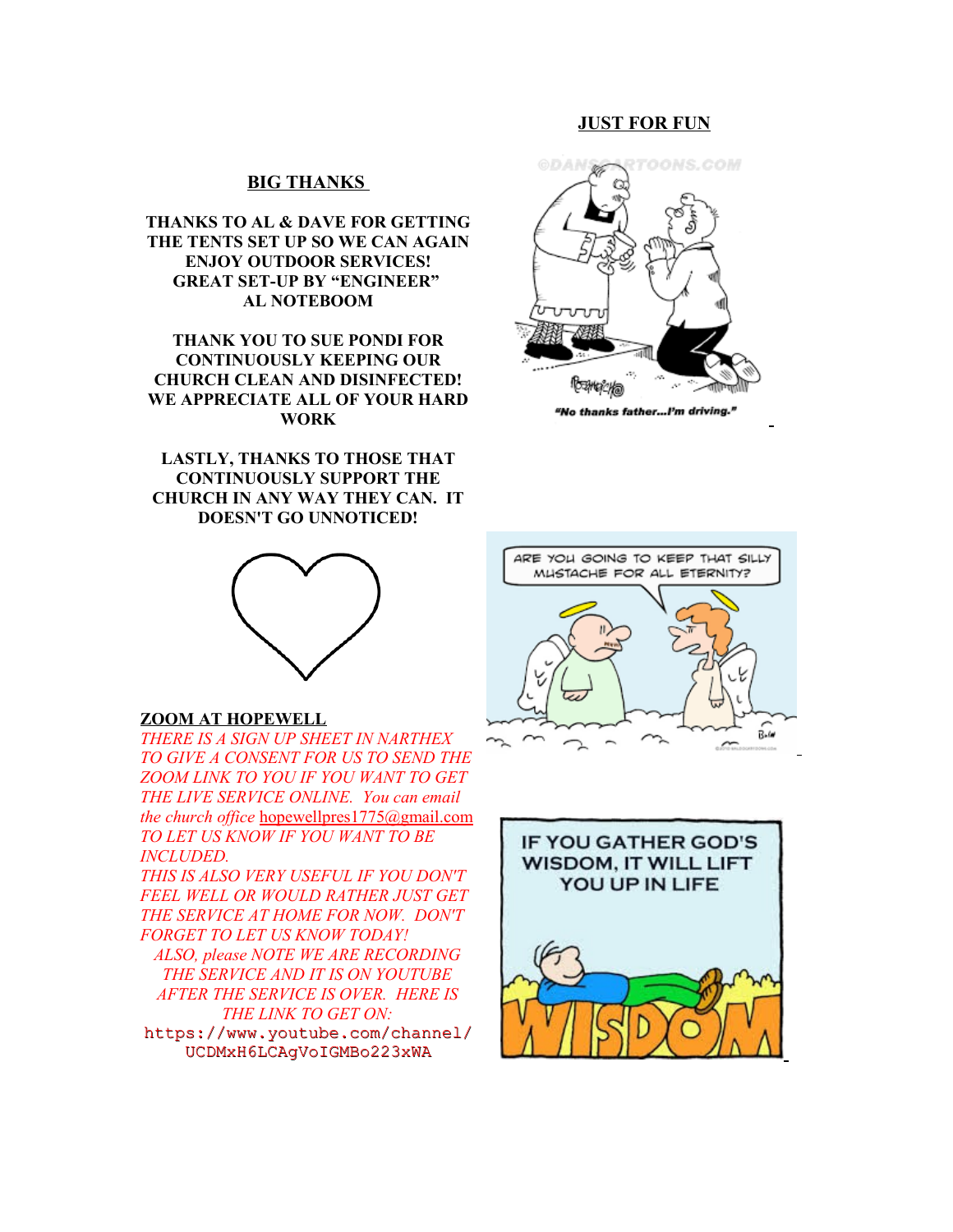## JUST FOR FUN

"No thanks father...I'm driving."

## BIG THANKS

**THANKS TO AL & DAVE FOR GETTING THE TENTS SET UP SO WE CAN AGAIN ENJOY OUTDOOR SERVICES! GREAT SET-UP BY "ENGINEER" AL NOTEBOOM**

**THANK YOU TO SUE PONDI FOR CONTINUOUSLY KEEPING OUR CHURCH CLEAN AND DISINFECTED! WE APPRECIATE ALL OF YOUR HARD WORK**

**LASTLY, THANKS TO THOSE THAT CONTINUOUSLY SUPPORT THE CHURCH IN ANY WAY THEY CAN. IT DOESN'T GO UNNOTICED!**

## ZOOM AT HOPEWELL

*THERE IS A SIGN UP SHEET IN NARTHEX TO GIVE A CONSENT FOR US TO SEND THE ZOOM LINK TO YOU IF YOU WANT TO GET THE LIVE SERVICE ONLINE. You can email the church office* hopewellpres1775@gmail.com *TO LET US KNOW IF YOU WANT TO BE INCLUDED.*

*THIS IS ALSO VERY USEFUL IF YOU DON'T FEEL WELL OR WOULD RATHER JUST GET THE SERVICE AT HOME FOR NOW. DON'T FORGET TO LET US KNOW TODAY!*

*ALSO, please NOTE WE ARE RECORDING THE SERVICE AND IT IS ON YOUTUBE AFTER THE SERVICE IS OVER. HERE IS THE LINK TO GET ON:*

https://www.youtube.com/channel/UCDMxH6LCAgVoIGMBo223xWA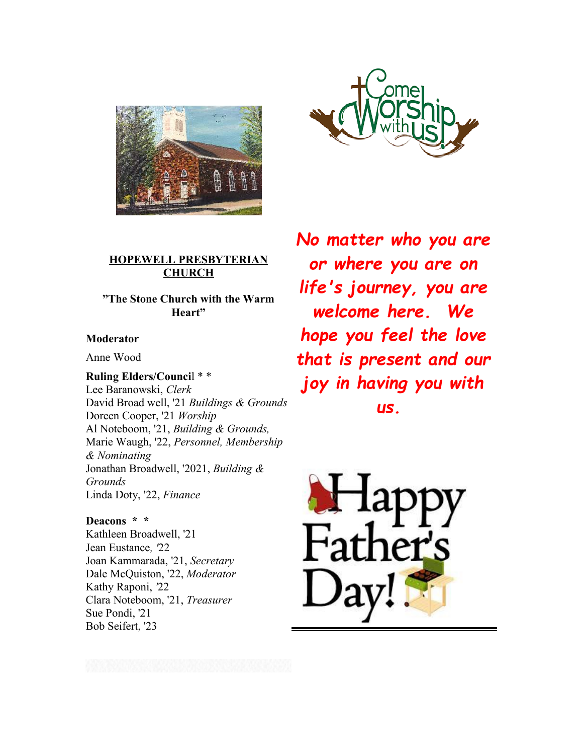**HOPEWELL PRESBYTERIAN CHURCH**

**"The Stone Church with the Warm Heart"**

**Moderator**

Anne Wood

**Ruling Elders/Council * ***

Lee Baranowski, *Clerk*
David Broad well, '21 *Buildings & Grounds*
Doreen Cooper, '21 *Worship*
Al Noteboom, '21, *Building & Grounds,*
Marie Waugh, '22, *Personnel, Membership & Nominating*
Jonathan Broadwell, '2021, *Building & Grounds*
Linda Doty, '22, *Finance*

**Deacons * ***

Kathleen Broadwell, '21
Jean Eustance, '22
Joan Kammarada, '21, *Secretary*
Dale McQuiston, '22, *Moderator*
Kathy Raponi, '22
Clara Noteboom, '21, *Treasurer*
Sue Pondi, '21
Bob Seifert, '23

***No matter who you are or where you are on life's journey, you are welcome here. We hope you feel the love that is present and our joy in having you with us.***

Happy Father's Day!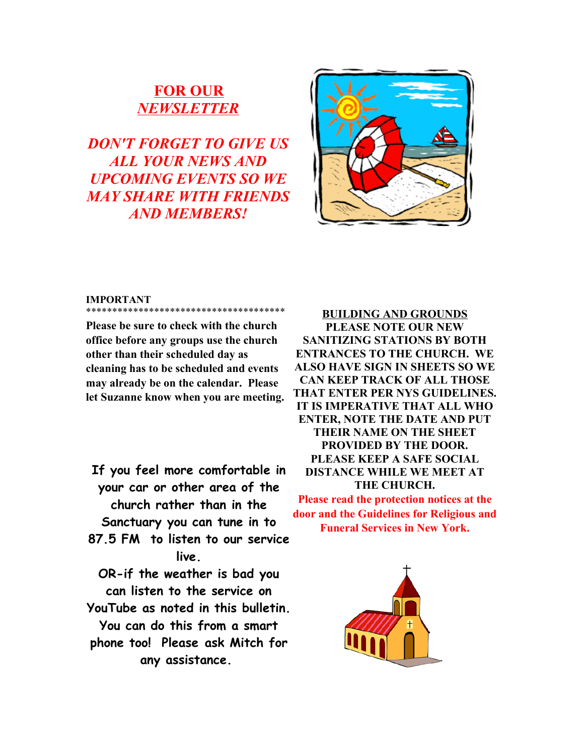## **FOR OUR *NEWSLETTER***

***DON'T FORGET TO GIVE US ALL YOUR NEWS AND UPCOMING EVENTS SO WE MAY SHARE WITH FRIENDS AND MEMBERS!***

**IMPORTANT**
**************************************
**Please be sure to check with the church office before any groups use the church other than their scheduled day as cleaning has to be scheduled and events may already be on the calendar. Please let Suzanne know when you are meeting.**

If you feel more comfortable in your car or other area of the church rather than in the Sanctuary you can tune in to 87.5 FM to listen to our service live.
OR-if the weather is bad you can listen to the service on YouTube as noted in this bulletin. You can do this from a smart phone too! Please ask Mitch for any assistance.

**BUILDING AND GROUNDS**

**PLEASE NOTE OUR NEW SANITIZING STATIONS BY BOTH ENTRANCES TO THE CHURCH. WE ALSO HAVE SIGN IN SHEETS SO WE CAN KEEP TRACK OF ALL THOSE THAT ENTER PER NYS GUIDELINES. IT IS IMPERATIVE THAT ALL WHO ENTER, NOTE THE DATE AND PUT THEIR NAME ON THE SHEET PROVIDED BY THE DOOR. PLEASE KEEP A SAFE SOCIAL DISTANCE WHILE WE MEET AT THE CHURCH.**

**Please read the protection notices at the door and the Guidelines for Religious and Funeral Services in New York.**